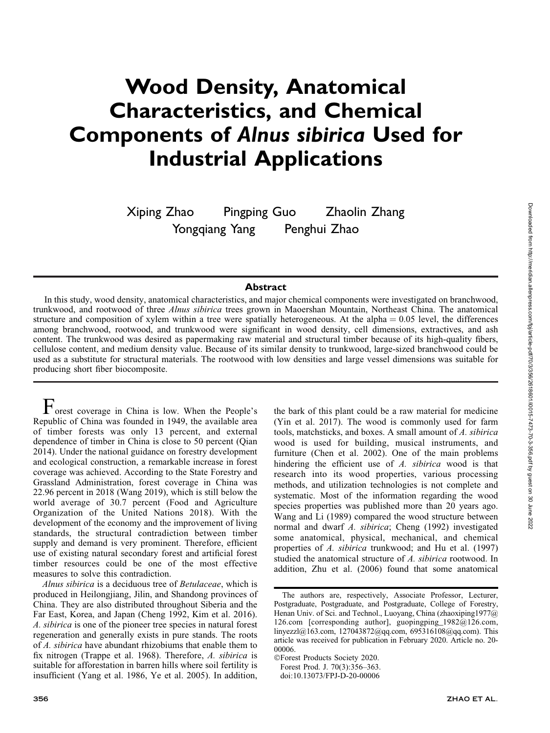# Wood Density, Anatomical Characteristics, and Chemical Components of *Alnus sibirica* Used for Industrial Applications

Xiping Zhao Pingping Guo Zhaolin Zhang
Yongqiang Yang Penghui Zhao

## Abstract

In this study, wood density, anatomical characteristics, and major chemical components were investigated on branchwood, trunkwood, and rootwood of three *Alnus sibirica* trees grown in Maoershan Mountain, Northeast China. The anatomical structure and composition of xylem within a tree were spatially heterogeneous. At the alpha = 0.05 level, the differences among branchwood, rootwood, and trunkwood were significant in wood density, cell dimensions, extractives, and ash content. The trunkwood was desired as papermaking raw material and structural timber because of its high-quality fibers, cellulose content, and medium density value. Because of its similar density to trunkwood, large-sized branchwood could be used as a substitute for structural materials. The rootwood with low densities and large vessel dimensions was suitable for producing short fiber biocomposite.

Forest coverage in China is low. When the People's Republic of China was founded in 1949, the available area of timber forests was only 13 percent, and external dependence of timber in China is close to 50 percent (Qian 2014). Under the national guidance on forestry development and ecological construction, a remarkable increase in forest coverage was achieved. According to the State Forestry and Grassland Administration, forest coverage in China was 22.96 percent in 2018 (Wang 2019), which is still below the world average of 30.7 percent (Food and Agriculture Organization of the United Nations 2018). With the development of the economy and the improvement of living standards, the structural contradiction between timber supply and demand is very prominent. Therefore, efficient use of existing natural secondary forest and artificial forest timber resources could be one of the most effective measures to solve this contradiction.

*Alnus sibirica* is a deciduous tree of *Betulaceae*, which is produced in Heilongjiang, Jilin, and Shandong provinces of China. They are also distributed throughout Siberia and the Far East, Korea, and Japan (Cheng 1992, Kim et al. 2016). *A. sibirica* is one of the pioneer tree species in natural forest regeneration and generally exists in pure stands. The roots of *A. sibirica* have abundant rhizobiums that enable them to fix nitrogen (Trappe et al. 1968). Therefore, *A. sibirica* is suitable for afforestation in barren hills where soil fertility is insufficient (Yang et al. 1986, Ye et al. 2005). In addition, the bark of this plant could be a raw material for medicine (Yin et al. 2017). The wood is commonly used for farm tools, matchsticks, and boxes. A small amount of *A. sibirica* wood is used for building, musical instruments, and furniture (Chen et al. 2002). One of the main problems hindering the efficient use of *A. sibirica* wood is that research into its wood properties, various processing methods, and utilization technologies is not complete and systematic. Most of the information regarding the wood species properties was published more than 20 years ago. Wang and Li (1989) compared the wood structure between normal and dwarf *A. sibirica*; Cheng (1992) investigated some anatomical, physical, mechanical, and chemical properties of *A. sibirica* trunkwood; and Hu et al. (1997) studied the anatomical structure of *A. sibirica* rootwood. In addition, Zhu et al. (2006) found that some anatomical

The authors are, respectively, Associate Professor, Lecturer, Postgraduate, Postgraduate, and Postgraduate, College of Forestry, Henan Univ. of Sci. and Technol., Luoyang, China (zhaoxiping1977@126.com [corresponding author], guopingping_1982@126.com, linyezzl@163.com, 127043872@qq.com, 695316108@qq.com). This article was received for publication in February 2020. Article no. 20-00006.

©Forest Products Society 2020.
Forest Prod. J. 70(3):356–363.
doi:10.13073/FPJ-D-20-00006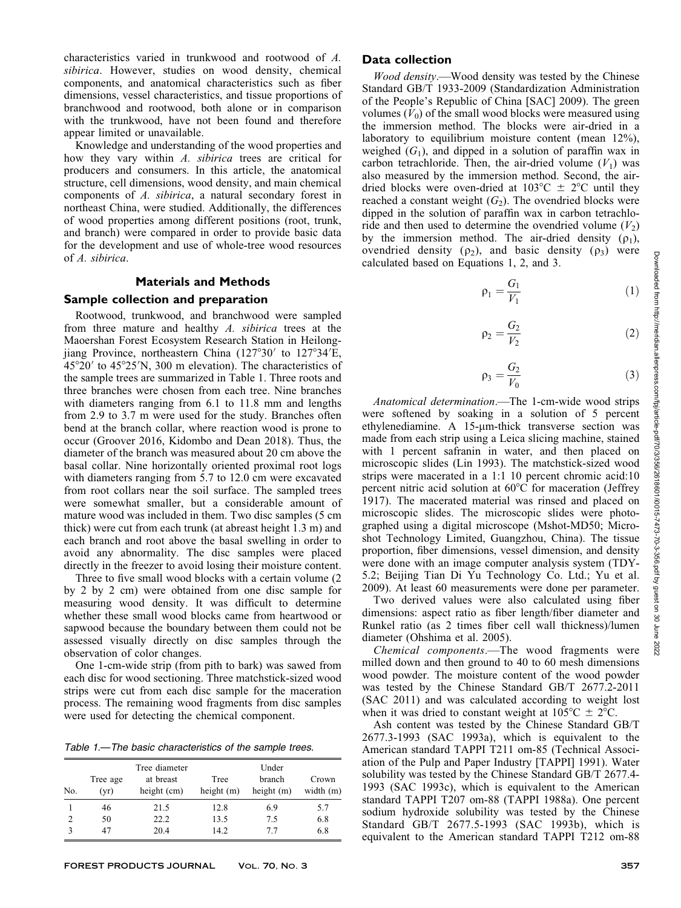characteristics varied in trunkwood and rootwood of *A. sibirica*. However, studies on wood density, chemical components, and anatomical characteristics such as fiber dimensions, vessel characteristics, and tissue proportions of branchwood and rootwood, both alone or in comparison with the trunkwood, have not been found and therefore appear limited or unavailable.

Knowledge and understanding of the wood properties and how they vary within *A. sibirica* trees are critical for producers and consumers. In this article, the anatomical structure, cell dimensions, wood density, and main chemical components of *A. sibirica*, a natural secondary forest in northeast China, were studied. Additionally, the differences of wood properties among different positions (root, trunk, and branch) were compared in order to provide basic data for the development and use of whole-tree wood resources of *A. sibirica*.

## Materials and Methods

### Sample collection and preparation

Rootwood, trunkwood, and branchwood were sampled from three mature and healthy *A. sibirica* trees at the Maoershan Forest Ecosystem Research Station in Heilongjiang Province, northeastern China (127°30′ to 127°34′E, 45°20′ to 45°25′N, 300 m elevation). The characteristics of the sample trees are summarized in Table 1. Three roots and three branches were chosen from each tree. Nine branches with diameters ranging from 6.1 to 11.8 mm and lengths from 2.9 to 3.7 m were used for the study. Branches often bend at the branch collar, where reaction wood is prone to occur (Groover 2016, Kidombo and Dean 2018). Thus, the diameter of the branch was measured about 20 cm above the basal collar. Nine horizontally oriented proximal root logs with diameters ranging from 5.7 to 12.0 cm were excavated from root collars near the soil surface. The sampled trees were somewhat smaller, but a considerable amount of mature wood was included in them. Two disc samples (5 cm thick) were cut from each trunk (at abreast height 1.3 m) and each branch and root above the basal swelling in order to avoid any abnormality. The disc samples were placed directly in the freezer to avoid losing their moisture content.

Three to five small wood blocks with a certain volume (2 by 2 by 2 cm) were obtained from one disc sample for measuring wood density. It was difficult to determine whether these small wood blocks came from heartwood or sapwood because the boundary between them could not be assessed visually directly on disc samples through the observation of color changes.

One 1-cm-wide strip (from pith to bark) was sawed from each disc for wood sectioning. Three matchstick-sized wood strips were cut from each disc sample for the maceration process. The remaining wood fragments from disc samples were used for detecting the chemical component.

*Table 1.—The basic characteristics of the sample trees.*

| No. | Tree age (yr) | Tree diameter at breast height (cm) | Tree height (m) | Under branch height (m) | Crown width (m) |
|---|---|---|---|---|---|
| 1 | 46 | 21.5 | 12.8 | 6.9 | 5.7 |
| 2 | 50 | 22.2 | 13.5 | 7.5 | 6.8 |
| 3 | 47 | 20.4 | 14.2 | 7.7 | 6.8 |

### Data collection

*Wood density.*—Wood density was tested by the Chinese Standard GB/T 1933-2009 (Standardization Administration of the People's Republic of China [SAC] 2009). The green volumes ($V_0$) of the small wood blocks were measured using the immersion method. The blocks were air-dried in a laboratory to equilibrium moisture content (mean 12%), weighed ($G_1$), and dipped in a solution of paraffin wax in carbon tetrachloride. Then, the air-dried volume ($V_1$) was also measured by the immersion method. Second, the air-dried blocks were oven-dried at 103°C ± 2°C until they reached a constant weight ($G_2$). The ovendried blocks were dipped in the solution of paraffin wax in carbon tetrachloride and then used to determine the ovendried volume ($V_2$) by the immersion method. The air-dried density ($\rho_1$), ovendried density ($\rho_2$), and basic density ($\rho_3$) were calculated based on Equations 1, 2, and 3.

$$\rho_1 = \frac{G_1}{V_1} \tag{1}$$

$$\rho_2 = \frac{G_2}{V_2} \tag{2}$$

$$\rho_3 = \frac{G_2}{V_0} \tag{3}$$

*Anatomical determination.*—The 1-cm-wide wood strips were softened by soaking in a solution of 5 percent ethylenediamine. A 15-μm-thick transverse section was made from each strip using a Leica slicing machine, stained with 1 percent safranin in water, and then placed on microscopic slides (Lin 1993). The matchstick-sized wood strips were macerated in a 1:1 10 percent chromic acid:10 percent nitric acid solution at 60°C for maceration (Jeffrey 1917). The macerated material was rinsed and placed on microscopic slides. The microscopic slides were photographed using a digital microscope (Mshot-MD50; Microshot Technology Limited, Guangzhou, China). The tissue proportion, fiber dimensions, vessel dimension, and density were done with an image computer analysis system (TDY-5.2; Beijing Tian Di Yu Technology Co. Ltd.; Yu et al. 2009). At least 60 measurements were done per parameter.

Two derived values were also calculated using fiber dimensions: aspect ratio as fiber length/fiber diameter and Runkel ratio (as 2 times fiber cell wall thickness)/lumen diameter (Ohshima et al. 2005).

*Chemical components.*—The wood fragments were milled down and then ground to 40 to 60 mesh dimensions wood powder. The moisture content of the wood powder was tested by the Chinese Standard GB/T 2677.2-2011 (SAC 2011) and was calculated according to weight lost when it was dried to constant weight at 105°C ± 2°C.

Ash content was tested by the Chinese Standard GB/T 2677.3-1993 (SAC 1993a), which is equivalent to the American standard TAPPI T211 om-85 (Technical Association of the Pulp and Paper Industry [TAPPI] 1991). Water solubility was tested by the Chinese Standard GB/T 2677.4-1993 (SAC 1993c), which is equivalent to the American standard TAPPI T207 om-88 (TAPPI 1988a). One percent sodium hydroxide solubility was tested by the Chinese Standard GB/T 2677.5-1993 (SAC 1993b), which is equivalent to the American standard TAPPI T212 om-88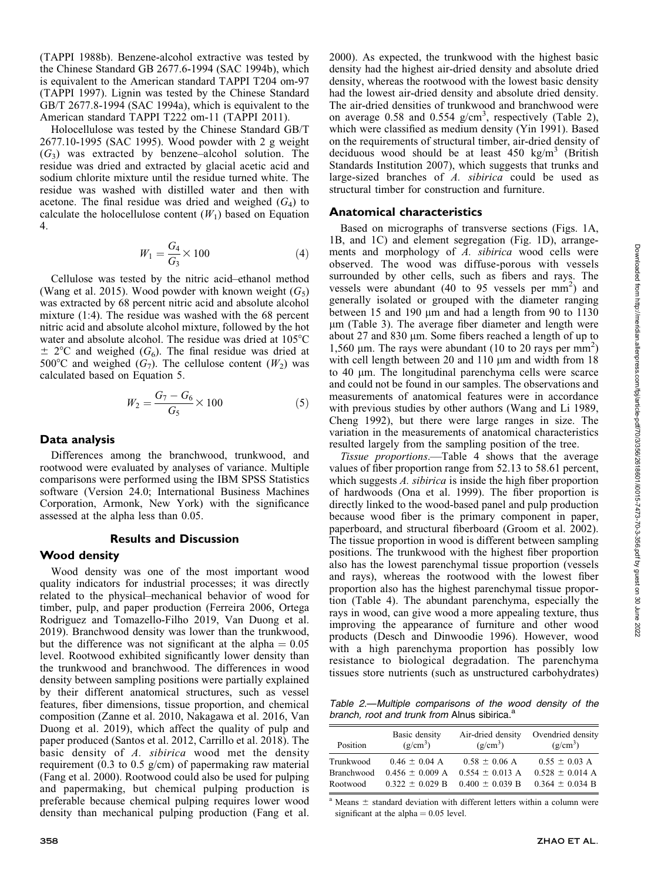(TAPPI 1988b). Benzene-alcohol extractive was tested by the Chinese Standard GB 2677.6-1994 (SAC 1994b), which is equivalent to the American standard TAPPI T204 om-97 (TAPPI 1997). Lignin was tested by the Chinese Standard GB/T 2677.8-1994 (SAC 1994a), which is equivalent to the American standard TAPPI T222 om-11 (TAPPI 2011).

Holocellulose was tested by the Chinese Standard GB/T 2677.10-1995 (SAC 1995). Wood powder with 2 g weight ($G_3$) was extracted by benzene–alcohol solution. The residue was dried and extracted by glacial acetic acid and sodium chlorite mixture until the residue turned white. The residue was washed with distilled water and then with acetone. The final residue was dried and weighed ($G_4$) to calculate the holocellulose content ($W_1$) based on Equation 4.

$$W_1 = \frac{G_4}{G_3} \times 100 \quad (4)$$

Cellulose was tested by the nitric acid–ethanol method (Wang et al. 2015). Wood powder with known weight ($G_5$) was extracted by 68 percent nitric acid and absolute alcohol mixture (1:4). The residue was washed with the 68 percent nitric acid and absolute alcohol mixture, followed by the hot water and absolute alcohol. The residue was dried at 105°C ± 2°C and weighed ($G_6$). The final residue was dried at 500°C and weighed ($G_7$). The cellulose content ($W_2$) was calculated based on Equation 5.

$$W_2 = \frac{G_7 - G_6}{G_5} \times 100 \quad (5)$$

### Data analysis

Differences among the branchwood, trunkwood, and rootwood were evaluated by analyses of variance. Multiple comparisons were performed using the IBM SPSS Statistics software (Version 24.0; International Business Machines Corporation, Armonk, New York) with the significance assessed at the alpha less than 0.05.

## Results and Discussion

### Wood density

Wood density was one of the most important wood quality indicators for industrial processes; it was directly related to the physical–mechanical behavior of wood for timber, pulp, and paper production (Ferreira 2006, Ortega Rodriguez and Tomazello-Filho 2019, Van Duong et al. 2019). Branchwood density was lower than the trunkwood, but the difference was not significant at the alpha = 0.05 level. Rootwood exhibited significantly lower density than the trunkwood and branchwood. The differences in wood density between sampling positions were partially explained by their different anatomical structures, such as vessel features, fiber dimensions, tissue proportion, and chemical composition (Zanne et al. 2010, Nakagawa et al. 2016, Van Duong et al. 2019), which affect the quality of pulp and paper produced (Santos et al. 2012, Carrillo et al. 2018). The basic density of *A. sibirica* wood met the density requirement (0.3 to 0.5 g/cm) of papermaking raw material (Fang et al. 2000). Rootwood could also be used for pulping and papermaking, but chemical pulping production is preferable because chemical pulping requires lower wood density than mechanical pulping production (Fang et al. 2000). As expected, the trunkwood with the highest basic density had the highest air-dried density and absolute dried density, whereas the rootwood with the lowest basic density had the lowest air-dried density and absolute dried density. The air-dried densities of trunkwood and branchwood were on average 0.58 and 0.554 g/cm$^3$, respectively (Table 2), which were classified as medium density (Yin 1991). Based on the requirements of structural timber, air-dried density of deciduous wood should be at least 450 kg/m$^3$ (British Standards Institution 2007), which suggests that trunks and large-sized branches of *A. sibirica* could be used as structural timber for construction and furniture.

### Anatomical characteristics

Based on micrographs of transverse sections (Figs. 1A, 1B, and 1C) and element segregation (Fig. 1D), arrangements and morphology of *A. sibirica* wood cells were observed. The wood was diffuse-porous with vessels surrounded by other cells, such as fibers and rays. The vessels were abundant (40 to 95 vessels per mm$^2$) and generally isolated or grouped with the diameter ranging between 15 and 190 μm and had a length from 90 to 1130 μm (Table 3). The average fiber diameter and length were about 27 and 830 μm. Some fibers reached a length of up to 1,560 μm. The rays were abundant (10 to 20 rays per mm$^2$) with cell length between 20 and 110 μm and width from 18 to 40 μm. The longitudinal parenchyma cells were scarce and could not be found in our samples. The observations and measurements of anatomical features were in accordance with previous studies by other authors (Wang and Li 1989, Cheng 1992), but there were large ranges in size. The variation in the measurements of anatomical characteristics resulted largely from the sampling position of the tree.

*Tissue proportions*.—Table 4 shows that the average values of fiber proportion range from 52.13 to 58.61 percent, which suggests *A. sibirica* is inside the high fiber proportion of hardwoods (Ona et al. 1999). The fiber proportion is directly linked to the wood-based panel and pulp production because wood fiber is the primary component in paper, paperboard, and structural fiberboard (Groom et al. 2002). The tissue proportion in wood is different between sampling positions. The trunkwood with the highest fiber proportion also has the lowest parenchymal tissue proportion (vessels and rays), whereas the rootwood with the lowest fiber proportion also has the highest parenchymal tissue proportion (Table 4). The abundant parenchyma, especially the rays in wood, can give wood a more appealing texture, thus improving the appearance of furniture and other wood products (Desch and Dinwoodie 1996). However, wood with a high parenchyma proportion has possibly low resistance to biological degradation. The parenchyma tissues store nutrients (such as unstructured carbohydrates)

*Table 2.—Multiple comparisons of the wood density of the branch, root and trunk from* Alnus sibirica.[a]

| Position | Basic density (g/cm$^3$) | Air-dried density (g/cm$^3$) | Ovendried density (g/cm$^3$) |
|---|---|---|---|
| Trunkwood | 0.46 ± 0.04 A | 0.58 ± 0.06 A | 0.55 ± 0.03 A |
| Branchwood | 0.456 ± 0.009 A | 0.554 ± 0.013 A | 0.528 ± 0.014 A |
| Rootwood | 0.322 ± 0.029 B | 0.400 ± 0.039 B | 0.364 ± 0.034 B |

[a] Means ± standard deviation with different letters within a column were significant at the alpha = 0.05 level.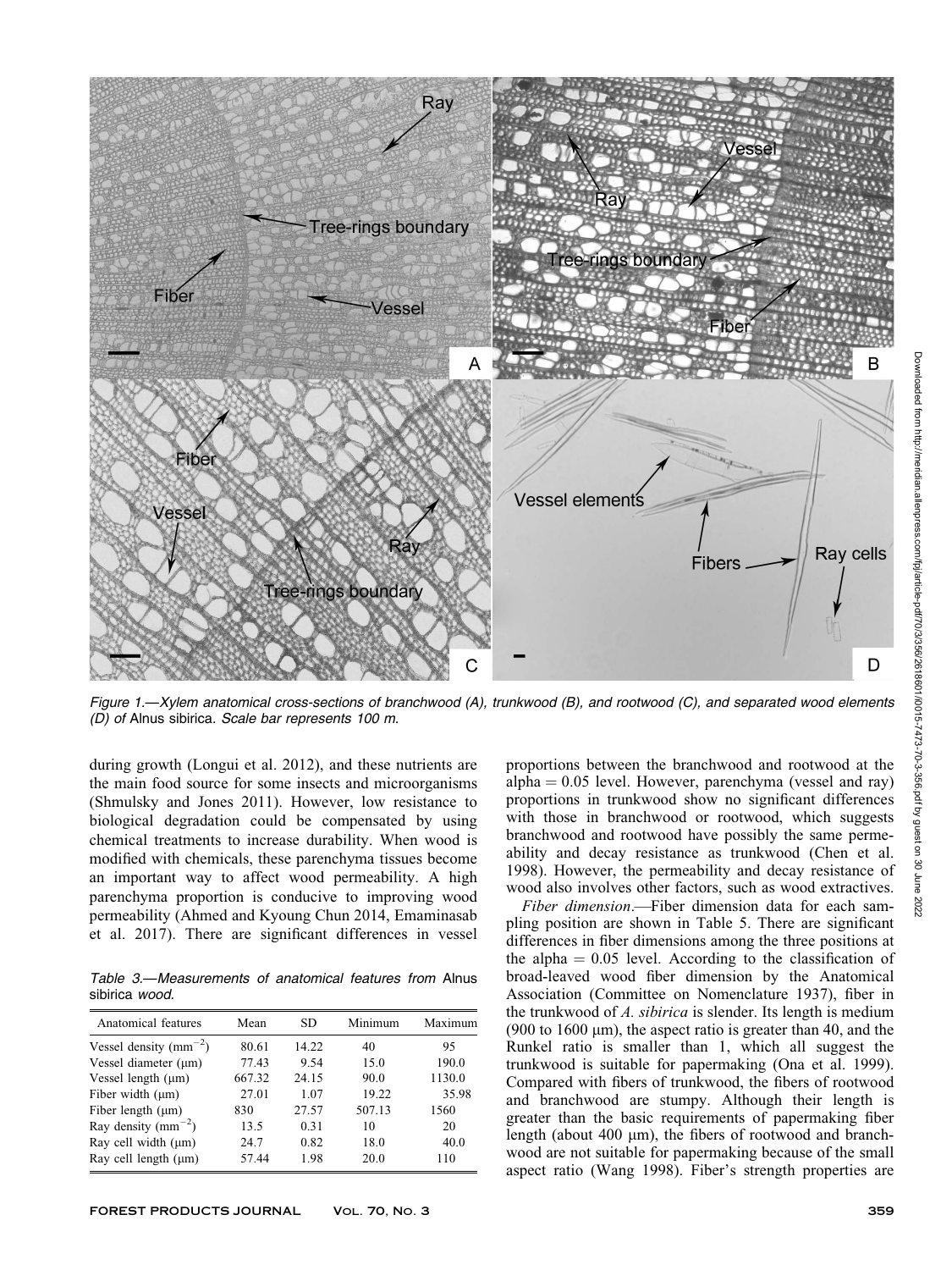Figure 1.—Xylem anatomical cross-sections of branchwood (A), trunkwood (B), and rootwood (C), and separated wood elements (D) of *Alnus sibirica*. Scale bar represents 100 m.

during growth (Longui et al. 2012), and these nutrients are the main food source for some insects and microorganisms (Shmulsky and Jones 2011). However, low resistance to biological degradation could be compensated by using chemical treatments to increase durability. When wood is modified with chemicals, these parenchyma tissues become an important way to affect wood permeability. A high parenchyma proportion is conducive to improving wood permeability (Ahmed and Kyoung Chun 2014, Emaminasab et al. 2017). There are significant differences in vessel proportions between the branchwood and rootwood at the alpha = 0.05 level. However, parenchyma (vessel and ray) proportions in trunkwood show no significant differences with those in branchwood or rootwood, which suggests branchwood and rootwood have possibly the same permeability and decay resistance as trunkwood (Chen et al. 1998). However, the permeability and decay resistance of wood also involves other factors, such as wood extractives.

Table 3.—Measurements of anatomical features from *Alnus sibirica* wood.

| Anatomical features | Mean | SD | Minimum | Maximum |
|---|---|---|---|---|
| Vessel density ($mm^{-2}$) | 80.61 | 14.22 | 40 | 95 |
| Vessel diameter (μm) | 77.43 | 9.54 | 15.0 | 190.0 |
| Vessel length (μm) | 667.32 | 24.15 | 90.0 | 1130.0 |
| Fiber width (μm) | 27.01 | 1.07 | 19.22 | 35.98 |
| Fiber length (μm) | 830 | 27.57 | 507.13 | 1560 |
| Ray density ($mm^{-2}$) | 13.5 | 0.31 | 10 | 20 |
| Ray cell width (μm) | 24.7 | 0.82 | 18.0 | 40.0 |
| Ray cell length (μm) | 57.44 | 1.98 | 20.0 | 110 |

*Fiber dimension*.—Fiber dimension data for each sampling position are shown in Table 5. There are significant differences in fiber dimensions among the three positions at the alpha = 0.05 level. According to the classification of broad-leaved wood fiber dimension by the Anatomical Association (Committee on Nomenclature 1937), fiber in the trunkwood of *A. sibirica* is slender. Its length is medium (900 to 1600 μm), the aspect ratio is greater than 40, and the Runkel ratio is smaller than 1, which all suggest the trunkwood is suitable for papermaking (Ona et al. 1999). Compared with fibers of trunkwood, the fibers of rootwood and branchwood are stumpy. Although their length is greater than the basic requirements of papermaking fiber length (about 400 μm), the fibers of rootwood and branchwood are not suitable for papermaking because of the small aspect ratio (Wang 1998). Fiber's strength properties are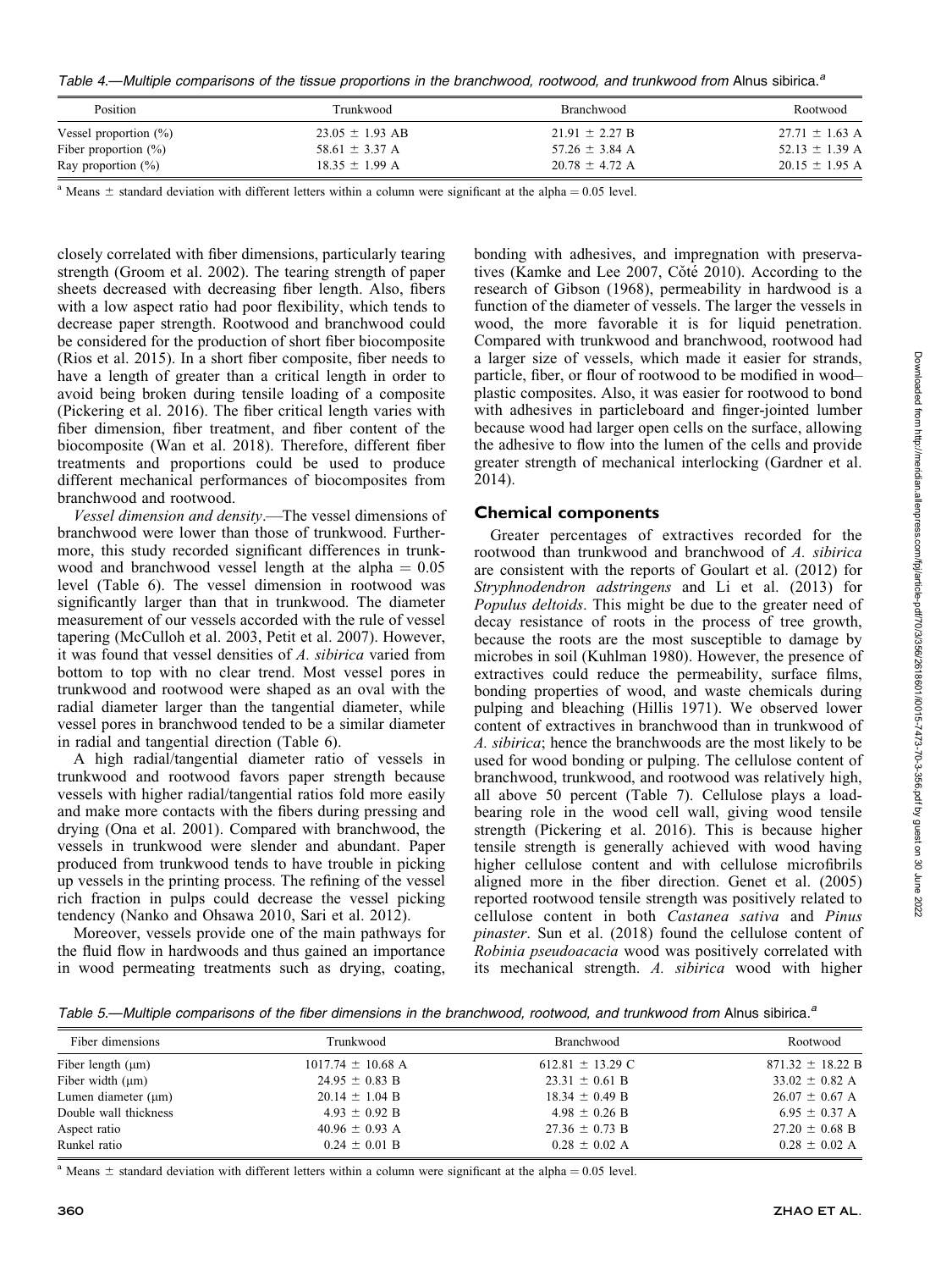Table 4.—Multiple comparisons of the tissue proportions in the branchwood, rootwood, and trunkwood from *Alnus sibirica*.[a]

| Position | Trunkwood | Branchwood | Rootwood |
|---|---|---|---|
| Vessel proportion (%) | 23.05 ± 1.93 AB | 21.91 ± 2.27 B | 27.71 ± 1.63 A |
| Fiber proportion (%) | 58.61 ± 3.37 A | 57.26 ± 3.84 A | 52.13 ± 1.39 A |
| Ray proportion (%) | 18.35 ± 1.99 A | 20.78 ± 4.72 A | 20.15 ± 1.95 A |

[a] Means ± standard deviation with different letters within a column were significant at the alpha = 0.05 level.

closely correlated with fiber dimensions, particularly tearing strength (Groom et al. 2002). The tearing strength of paper sheets decreased with decreasing fiber length. Also, fibers with a low aspect ratio had poor flexibility, which tends to decrease paper strength. Rootwood and branchwood could be considered for the production of short fiber biocomposite (Rios et al. 2015). In a short fiber composite, fiber needs to have a length of greater than a critical length in order to avoid being broken during tensile loading of a composite (Pickering et al. 2016). The fiber critical length varies with fiber dimension, fiber treatment, and fiber content of the biocomposite (Wan et al. 2018). Therefore, different fiber treatments and proportions could be used to produce different mechanical performances of biocomposites from branchwood and rootwood.

*Vessel dimension and density*.—The vessel dimensions of branchwood were lower than those of trunkwood. Furthermore, this study recorded significant differences in trunkwood and branchwood vessel length at the alpha = 0.05 level (Table 6). The vessel dimension in rootwood was significantly larger than that in trunkwood. The diameter measurement of our vessels accorded with the rule of vessel tapering (McCulloh et al. 2003, Petit et al. 2007). However, it was found that vessel densities of *A. sibirica* varied from bottom to top with no clear trend. Most vessel pores in trunkwood and rootwood were shaped as an oval with the radial diameter larger than the tangential diameter, while vessel pores in branchwood tended to be a similar diameter in radial and tangential direction (Table 6).

A high radial/tangential diameter ratio of vessels in trunkwood and rootwood favors paper strength because vessels with higher radial/tangential ratios fold more easily and make more contacts with the fibers during pressing and drying (Ona et al. 2001). Compared with branchwood, the vessels in trunkwood were slender and abundant. Paper produced from trunkwood tends to have trouble in picking up vessels in the printing process. The refining of the vessel rich fraction in pulps could decrease the vessel picking tendency (Nanko and Ohsawa 2010, Sari et al. 2012).

Moreover, vessels provide one of the main pathways for the fluid flow in hardwoods and thus gained an importance in wood permeating treatments such as drying, coating, bonding with adhesives, and impregnation with preservatives (Kamke and Lee 2007, Côté 2010). According to the research of Gibson (1968), permeability in hardwood is a function of the diameter of vessels. The larger the vessels in wood, the more favorable it is for liquid penetration. Compared with trunkwood and branchwood, rootwood had a larger size of vessels, which made it easier for strands, particle, fiber, or flour of rootwood to be modified in wood–plastic composites. Also, it was easier for rootwood to bond with adhesives in particleboard and finger-jointed lumber because wood had larger open cells on the surface, allowing the adhesive to flow into the lumen of the cells and provide greater strength of mechanical interlocking (Gardner et al. 2014).

## Chemical components

Greater percentages of extractives recorded for the rootwood than trunkwood and branchwood of *A. sibirica* are consistent with the reports of Goulart et al. (2012) for *Stryphnodendron adstringens* and Li et al. (2013) for *Populus deltoids*. This might be due to the greater need of decay resistance of roots in the process of tree growth, because the roots are the most susceptible to damage by microbes in soil (Kuhlman 1980). However, the presence of extractives could reduce the permeability, surface films, bonding properties of wood, and waste chemicals during pulping and bleaching (Hillis 1971). We observed lower content of extractives in branchwood than in trunkwood of *A. sibirica*; hence the branchwoods are the most likely to be used for wood bonding or pulping. The cellulose content of branchwood, trunkwood, and rootwood was relatively high, all above 50 percent (Table 7). Cellulose plays a load-bearing role in the wood cell wall, giving wood tensile strength (Pickering et al. 2016). This is because higher tensile strength is generally achieved with wood having higher cellulose content and with cellulose microfibrils aligned more in the fiber direction. Genet et al. (2005) reported rootwood tensile strength was positively related to cellulose content in both *Castanea sativa* and *Pinus pinaster*. Sun et al. (2018) found the cellulose content of *Robinia pseudoacacia* wood was positively correlated with its mechanical strength. *A. sibirica* wood with higher

Table 5.—Multiple comparisons of the fiber dimensions in the branchwood, rootwood, and trunkwood from *Alnus sibirica*.[a]

| Fiber dimensions | Trunkwood | Branchwood | Rootwood |
|---|---|---|---|
| Fiber length (μm) | 1017.74 ± 10.68 A | 612.81 ± 13.29 C | 871.32 ± 18.22 B |
| Fiber width (μm) | 24.95 ± 0.83 B | 23.31 ± 0.61 B | 33.02 ± 0.82 A |
| Lumen diameter (μm) | 20.14 ± 1.04 B | 18.34 ± 0.49 B | 26.07 ± 0.67 A |
| Double wall thickness | 4.93 ± 0.92 B | 4.98 ± 0.26 B | 6.95 ± 0.37 A |
| Aspect ratio | 40.96 ± 0.93 A | 27.36 ± 0.73 B | 27.20 ± 0.68 B |
| Runkel ratio | 0.24 ± 0.01 B | 0.28 ± 0.02 A | 0.28 ± 0.02 A |

[a] Means ± standard deviation with different letters within a column were significant at the alpha = 0.05 level.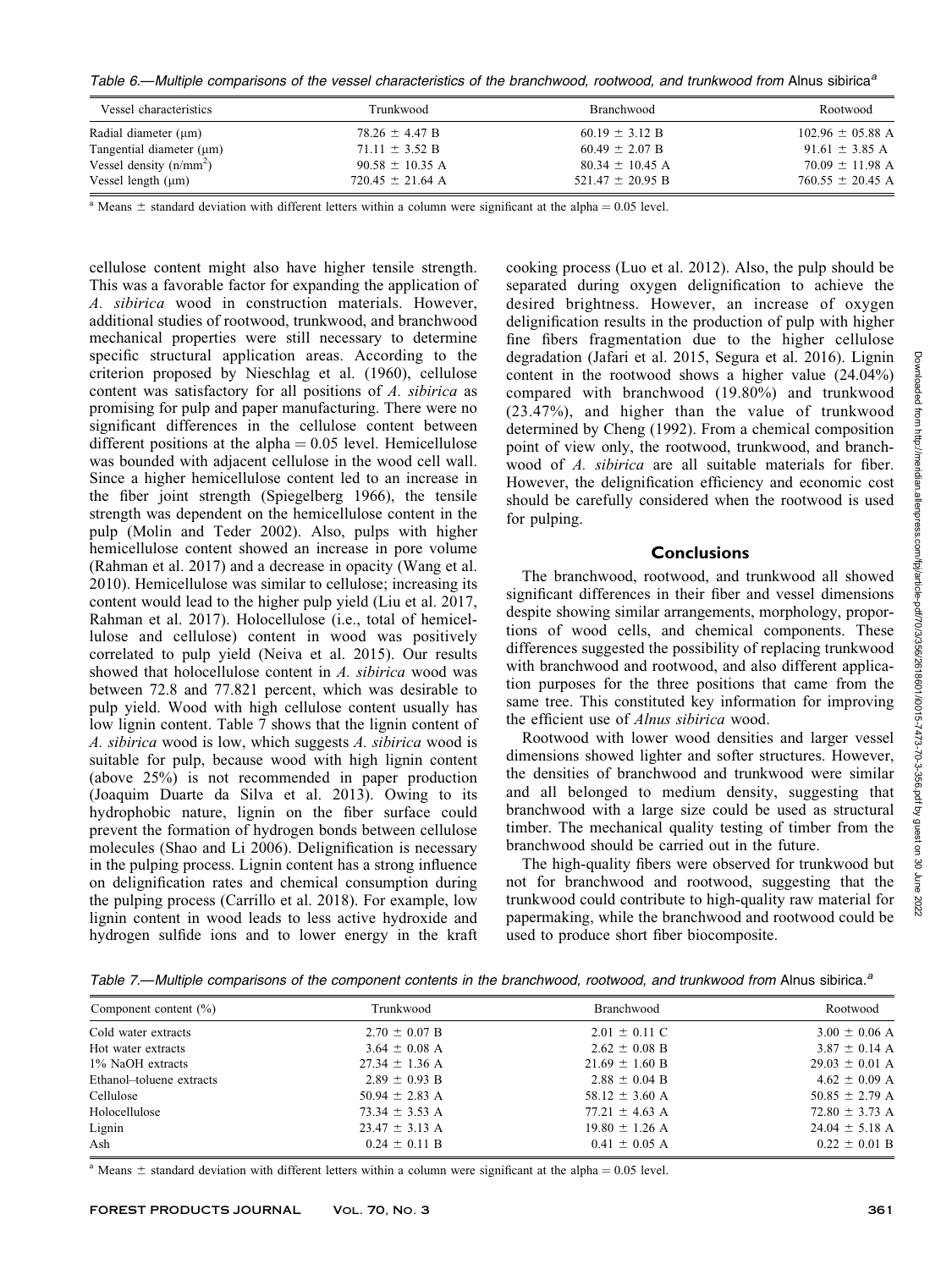Table 6.—Multiple comparisons of the vessel characteristics of the branchwood, rootwood, and trunkwood from *Alnus sibirica*[a]

| Vessel characteristics | Trunkwood | Branchwood | Rootwood |
|---|---|---|---|
| Radial diameter (μm) | 78.26 ± 4.47 B | 60.19 ± 3.12 B | 102.96 ± 05.88 A |
| Tangential diameter (μm) | 71.11 ± 3.52 B | 60.49 ± 2.07 B | 91.61 ± 3.85 A |
| Vessel density (n/mm$^2$) | 90.58 ± 10.35 A | 80.34 ± 10.45 A | 70.09 ± 11.98 A |
| Vessel length (μm) | 720.45 ± 21.64 A | 521.47 ± 20.95 B | 760.55 ± 20.45 A |

[a] Means ± standard deviation with different letters within a column were significant at the alpha = 0.05 level.

cellulose content might also have higher tensile strength. This was a favorable factor for expanding the application of *A. sibirica* wood in construction materials. However, additional studies of rootwood, trunkwood, and branchwood mechanical properties were still necessary to determine specific structural application areas. According to the criterion proposed by Nieschlag et al. (1960), cellulose content was satisfactory for all positions of *A. sibirica* as promising for pulp and paper manufacturing. There were no significant differences in the cellulose content between different positions at the alpha = 0.05 level. Hemicellulose was bounded with adjacent cellulose in the wood cell wall. Since a higher hemicellulose content led to an increase in the fiber joint strength (Spiegelberg 1966), the tensile strength was dependent on the hemicellulose content in the pulp (Molin and Teder 2002). Also, pulps with higher hemicellulose content showed an increase in pore volume (Rahman et al. 2017) and a decrease in opacity (Wang et al. 2010). Hemicellulose was similar to cellulose; increasing its content would lead to the higher pulp yield (Liu et al. 2017, Rahman et al. 2017). Holocellulose (i.e., total of hemicellulose and cellulose) content in wood was positively correlated to pulp yield (Neiva et al. 2015). Our results showed that holocellulose content in *A. sibirica* wood was between 72.8 and 77.821 percent, which was desirable to pulp yield. Wood with high cellulose content usually has low lignin content. Table 7 shows that the lignin content of *A. sibirica* wood is low, which suggests *A. sibirica* wood is suitable for pulp, because wood with high lignin content (above 25%) is not recommended in paper production (Joaquim Duarte da Silva et al. 2013). Owing to its hydrophobic nature, lignin on the fiber surface could prevent the formation of hydrogen bonds between cellulose molecules (Shao and Li 2006). Delignification is necessary in the pulping process. Lignin content has a strong influence on delignification rates and chemical consumption during the pulping process (Carrillo et al. 2018). For example, low lignin content in wood leads to less active hydroxide and hydrogen sulfide ions and to lower energy in the kraft cooking process (Luo et al. 2012). Also, the pulp should be separated during oxygen delignification to achieve the desired brightness. However, an increase of oxygen delignification results in the production of pulp with higher fine fibers fragmentation due to the higher cellulose degradation (Jafari et al. 2015, Segura et al. 2016). Lignin content in the rootwood shows a higher value (24.04%) compared with branchwood (19.80%) and trunkwood (23.47%), and higher than the value of trunkwood determined by Cheng (1992). From a chemical composition point of view only, the rootwood, trunkwood, and branchwood of *A. sibirica* are all suitable materials for fiber. However, the delignification efficiency and economic cost should be carefully considered when the rootwood is used for pulping.

## Conclusions

The branchwood, rootwood, and trunkwood all showed significant differences in their fiber and vessel dimensions despite showing similar arrangements, morphology, proportions of wood cells, and chemical components. These differences suggested the possibility of replacing trunkwood with branchwood and rootwood, and also different application purposes for the three positions that came from the same tree. This constituted key information for improving the efficient use of *Alnus sibirica* wood.

Rootwood with lower wood densities and larger vessel dimensions showed lighter and softer structures. However, the densities of branchwood and trunkwood were similar and all belonged to medium density, suggesting that branchwood with a large size could be used as structural timber. The mechanical quality testing of timber from the branchwood should be carried out in the future.

The high-quality fibers were observed for trunkwood but not for branchwood and rootwood, suggesting that the trunkwood could contribute to high-quality raw material for papermaking, while the branchwood and rootwood could be used to produce short fiber biocomposite.

Table 7.—Multiple comparisons of the component contents in the branchwood, rootwood, and trunkwood from *Alnus sibirica*.[a]

| Component content (%) | Trunkwood | Branchwood | Rootwood |
|---|---|---|---|
| Cold water extracts | 2.70 ± 0.07 B | 2.01 ± 0.11 C | 3.00 ± 0.06 A |
| Hot water extracts | 3.64 ± 0.08 A | 2.62 ± 0.08 B | 3.87 ± 0.14 A |
| 1% NaOH extracts | 27.34 ± 1.36 A | 21.69 ± 1.60 B | 29.03 ± 0.01 A |
| Ethanol–toluene extracts | 2.89 ± 0.93 B | 2.88 ± 0.04 B | 4.62 ± 0.09 A |
| Cellulose | 50.94 ± 2.83 A | 58.12 ± 3.60 A | 50.85 ± 2.79 A |
| Holocellulose | 73.34 ± 3.53 A | 77.21 ± 4.63 A | 72.80 ± 3.73 A |
| Lignin | 23.47 ± 3.13 A | 19.80 ± 1.26 A | 24.04 ± 5.18 A |
| Ash | 0.24 ± 0.11 B | 0.41 ± 0.05 A | 0.22 ± 0.01 B |

[a] Means ± standard deviation with different letters within a column were significant at the alpha = 0.05 level.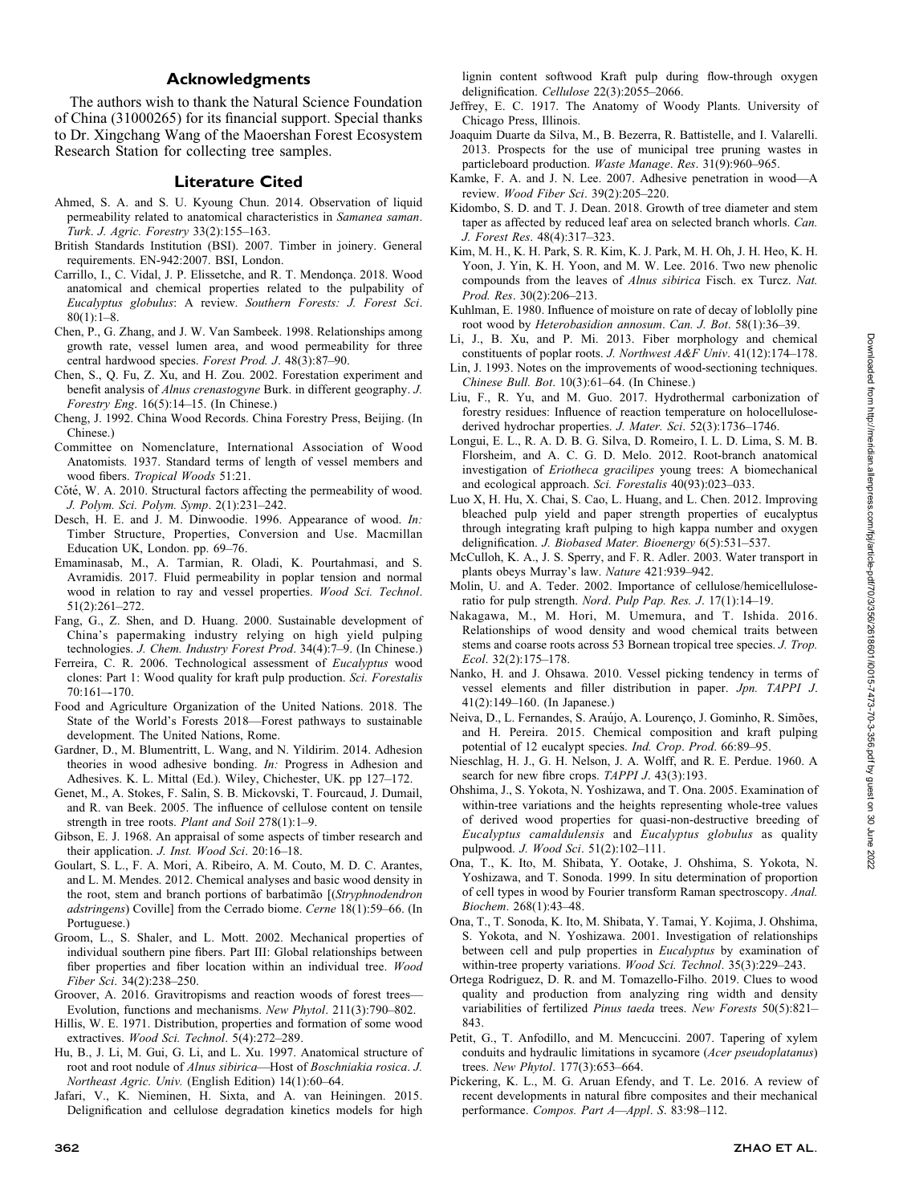## Acknowledgments

The authors wish to thank the Natural Science Foundation of China (31000265) for its financial support. Special thanks to Dr. Xingchang Wang of the Maoershan Forest Ecosystem Research Station for collecting tree samples.

## Literature Cited

Ahmed, S. A. and S. U. Kyoung Chun. 2014. Observation of liquid permeability related to anatomical characteristics in *Samanea saman*. *Turk. J. Agric. Forestry* 33(2):155–163.

British Standards Institution (BSI). 2007. Timber in joinery. General requirements. EN-942:2007. BSI, London.

Carrillo, I., C. Vidal, J. P. Elissetche, and R. T. Mendonça. 2018. Wood anatomical and chemical properties related to the pulpability of *Eucalyptus globulus*: A review. *Southern Forests: J. Forest Sci*. 80(1):1–8.

Chen, P., G. Zhang, and J. W. Van Sambeek. 1998. Relationships among growth rate, vessel lumen area, and wood permeability for three central hardwood species. *Forest Prod. J*. 48(3):87–90.

Chen, S., Q. Fu, Z. Xu, and H. Zou. 2002. Forestation experiment and benefit analysis of *Alnus crenastogyne* Burk. in different geography. *J. Forestry Eng*. 16(5):14–15. (In Chinese.)

Cheng, J. 1992. China Wood Records. China Forestry Press, Beijing. (In Chinese.)

Committee on Nomenclature, International Association of Wood Anatomists. 1937. Standard terms of length of vessel members and wood fibers. *Tropical Woods* 51:21.

Côté, W. A. 2010. Structural factors affecting the permeability of wood. *J. Polym. Sci. Polym. Symp*. 2(1):231–242.

Desch, H. E. and J. M. Dinwoodie. 1996. Appearance of wood. *In:* Timber Structure, Properties, Conversion and Use. Macmillan Education UK, London. pp. 69–76.

Emaminasab, M., A. Tarmian, R. Oladi, K. Pourtahmasi, and S. Avramidis. 2017. Fluid permeability in poplar tension and normal wood in relation to ray and vessel properties. *Wood Sci. Technol*. 51(2):261–272.

Fang, G., Z. Shen, and D. Huang. 2000. Sustainable development of China's papermaking industry relying on high yield pulping technologies. *J. Chem. Industry Forest Prod*. 34(4):7–9. (In Chinese.)

Ferreira, C. R. 2006. Technological assessment of *Eucalyptus* wood clones: Part 1: Wood quality for kraft pulp production. *Sci. Forestalis* 70:161–-170.

Food and Agriculture Organization of the United Nations. 2018. The State of the World's Forests 2018—Forest pathways to sustainable development. The United Nations, Rome.

Gardner, D., M. Blumentritt, L. Wang, and N. Yildirim. 2014. Adhesion theories in wood adhesive bonding. *In:* Progress in Adhesion and Adhesives. K. L. Mittal (Ed.). Wiley, Chichester, UK. pp 127–172.

Genet, M., A. Stokes, F. Salin, S. B. Mickovski, T. Fourcaud, J. Dumail, and R. van Beek. 2005. The influence of cellulose content on tensile strength in tree roots. *Plant and Soil* 278(1):1–9.

Gibson, E. J. 1968. An appraisal of some aspects of timber research and their application. *J. Inst. Wood Sci*. 20:16–18.

Goulart, S. L., F. A. Mori, A. Ribeiro, A. M. Couto, M. D. C. Arantes, and L. M. Mendes. 2012. Chemical analyses and basic wood density in the root, stem and branch portions of barbatimão [(*Stryphnodendron adstringens*) Coville] from the Cerrado biome. *Cerne* 18(1):59–66. (In Portuguese.)

Groom, L., S. Shaler, and L. Mott. 2002. Mechanical properties of individual southern pine fibers. Part III: Global relationships between fiber properties and fiber location within an individual tree. *Wood Fiber Sci*. 34(2):238–250.

Groover, A. 2016. Gravitropisms and reaction woods of forest trees—Evolution, functions and mechanisms. *New Phytol*. 211(3):790–802.

Hillis, W. E. 1971. Distribution, properties and formation of some wood extractives. *Wood Sci. Technol*. 5(4):272–289.

Hu, B., J. Li, M. Gui, G. Li, and L. Xu. 1997. Anatomical structure of root and root nodule of *Alnus sibirica*—Host of *Boschniakia rosica*. *J. Northeast Agric. Univ.* (English Edition) 14(1):60–64.

Jafari, V., K. Nieminen, H. Sixta, and A. van Heiningen. 2015. Delignification and cellulose degradation kinetics models for high lignin content softwood Kraft pulp during flow-through oxygen delignification. *Cellulose* 22(3):2055–2066.

Jeffrey, E. C. 1917. The Anatomy of Woody Plants. University of Chicago Press, Illinois.

Joaquim Duarte da Silva, M., B. Bezerra, R. Battistelle, and I. Valarelli. 2013. Prospects for the use of municipal tree pruning wastes in particleboard production. *Waste Manage. Res*. 31(9):960–965.

Kamke, F. A. and J. N. Lee. 2007. Adhesive penetration in wood—A review. *Wood Fiber Sci*. 39(2):205–220.

Kidombo, S. D. and T. J. Dean. 2018. Growth of tree diameter and stem taper as affected by reduced leaf area on selected branch whorls. *Can. J. Forest Res*. 48(4):317–323.

Kim, M. H., K. H. Park, S. R. Kim, K. J. Park, M. H. Oh, J. H. Heo, K. H. Yoon, J. Yin, K. H. Yoon, and M. W. Lee. 2016. Two new phenolic compounds from the leaves of *Alnus sibirica* Fisch. ex Turcz. *Nat. Prod. Res*. 30(2):206–213.

Kuhlman, E. 1980. Influence of moisture on rate of decay of loblolly pine root wood by *Heterobasidion annosum*. *Can. J. Bot*. 58(1):36–39.

Li, J., B. Xu, and P. Mi. 2013. Fiber morphology and chemical constituents of poplar roots. *J. Northwest A&F Univ*. 41(12):174–178.

Lin, J. 1993. Notes on the improvements of wood-sectioning techniques. *Chinese Bull. Bot*. 10(3):61–64. (In Chinese.)

Liu, F., R. Yu, and M. Guo. 2017. Hydrothermal carbonization of forestry residues: Influence of reaction temperature on holocellulose-derived hydrochar properties. *J. Mater. Sci*. 52(3):1736–1746.

Longui, E. L., R. A. D. B. G. Silva, D. Romeiro, I. L. D. Lima, S. M. B. Florsheim, and A. C. G. D. Melo. 2012. Root-branch anatomical investigation of *Eriotheca gracilipes* young trees: A biomechanical and ecological approach. *Sci. Forestalis* 40(93):023–033.

Luo X, H. Hu, X. Chai, S. Cao, L. Huang, and L. Chen. 2012. Improving bleached pulp yield and paper strength properties of eucalyptus through integrating kraft pulping to high kappa number and oxygen delignification. *J. Biobased Mater. Bioenergy* 6(5):531–537.

McCulloh, K. A., J. S. Sperry, and F. R. Adler. 2003. Water transport in plants obeys Murray's law. *Nature* 421:939–942.

Molin, U. and A. Teder. 2002. Importance of cellulose/hemicellulose-ratio for pulp strength. *Nord. Pulp Pap. Res. J*. 17(1):14–19.

Nakagawa, M., M. Hori, M. Umemura, and T. Ishida. 2016. Relationships of wood density and wood chemical traits between stems and coarse roots across 53 Bornean tropical tree species. *J. Trop. Ecol*. 32(2):175–178.

Nanko, H. and J. Ohsawa. 2010. Vessel picking tendency in terms of vessel elements and filler distribution in paper. *Jpn. TAPPI J*. 41(2):149–160. (In Japanese.)

Neiva, D., L. Fernandes, S. Araújo, A. Lourenço, J. Gominho, R. Simões, and H. Pereira. 2015. Chemical composition and kraft pulping potential of 12 eucalypt species. *Ind. Crop. Prod*. 66:89–95.

Nieschlag, H. J., G. H. Nelson, J. A. Wolff, and R. E. Perdue. 1960. A search for new fibre crops. *TAPPI J*. 43(3):193.

Ohshima, J., S. Yokota, N. Yoshizawa, and T. Ona. 2005. Examination of within-tree variations and the heights representing whole-tree values of derived wood properties for quasi-non-destructive breeding of *Eucalyptus camaldulensis* and *Eucalyptus globulus* as quality pulpwood. *J. Wood Sci*. 51(2):102–111.

Ona, T., K. Ito, M. Shibata, Y. Ootake, J. Ohshima, S. Yokota, N. Yoshizawa, and T. Sonoda. 1999. In situ determination of proportion of cell types in wood by Fourier transform Raman spectroscopy. *Anal. Biochem*. 268(1):43–48.

Ona, T., T. Sonoda, K. Ito, M. Shibata, Y. Tamai, Y. Kojima, J. Ohshima, S. Yokota, and N. Yoshizawa. 2001. Investigation of relationships between cell and pulp properties in *Eucalyptus* by examination of within-tree property variations. *Wood Sci. Technol*. 35(3):229–243.

Ortega Rodriguez, D. R. and M. Tomazello-Filho. 2019. Clues to wood quality and production from analyzing ring width and density variabilities of fertilized *Pinus taeda* trees. *New Forests* 50(5):821–843.

Petit, G., T. Anfodillo, and M. Mencuccini. 2007. Tapering of xylem conduits and hydraulic limitations in sycamore (*Acer pseudoplatanus*) trees. *New Phytol*. 177(3):653–664.

Pickering, K. L., M. G. Aruan Efendy, and T. Le. 2016. A review of recent developments in natural fibre composites and their mechanical performance. *Compos. Part A—Appl. S*. 83:98–112.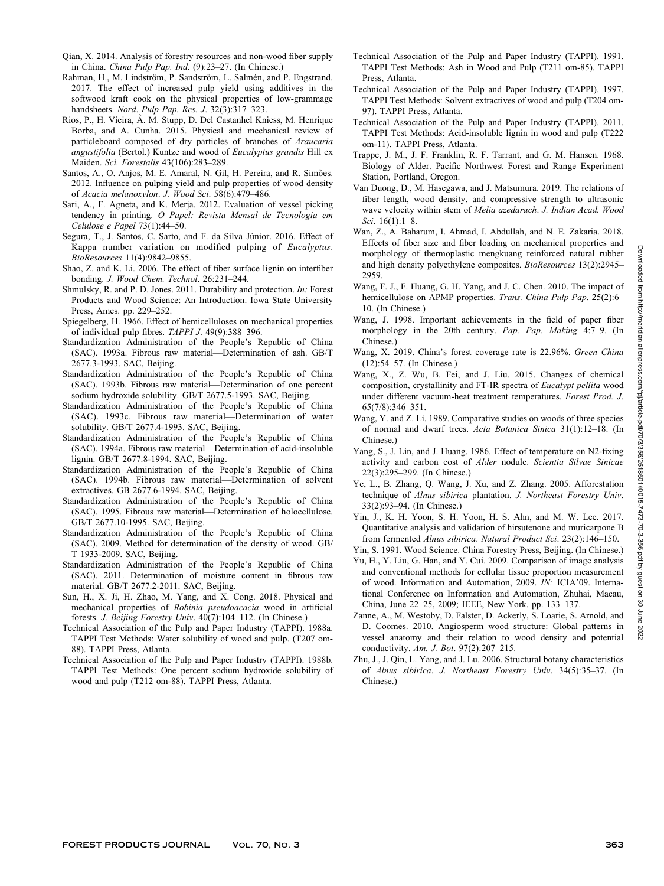Qian, X. 2014. Analysis of forestry resources and non-wood fiber supply in China. *China Pulp Pap. Ind*. (9):23–27. (In Chinese.)

Rahman, H., M. Lindström, P. Sandström, L. Salmén, and P. Engstrand. 2017. The effect of increased pulp yield using additives in the softwood kraft cook on the physical properties of low-grammage handsheets. *Nord. Pulp Pap. Res. J*. 32(3):317–323.

Rios, P., H. Vieira, Â. M. Stupp, D. Del Castanhel Kniess, M. Henrique Borba, and A. Cunha. 2015. Physical and mechanical review of particleboard composed of dry particles of branches of *Araucaria angustifolia* (Bertol.) Kuntze and wood of *Eucalyptus grandis* Hill ex Maiden. *Sci. Forestalis* 43(106):283–289.

Santos, A., O. Anjos, M. E. Amaral, N. Gil, H. Pereira, and R. Simões. 2012. Influence on pulping yield and pulp properties of wood density of *Acacia melanoxylon*. *J. Wood Sci*. 58(6):479–486.

Sari, A., F. Agneta, and K. Merja. 2012. Evaluation of vessel picking tendency in printing. *O Papel: Revista Mensal de Tecnologia em Celulose e Papel* 73(1):44–50.

Segura, T., J. Santos, C. Sarto, and F. da Silva Júnior. 2016. Effect of Kappa number variation on modified pulping of *Eucalyptus*. *BioResources* 11(4):9842–9855.

Shao, Z. and K. Li. 2006. The effect of fiber surface lignin on interfiber bonding. *J. Wood Chem. Technol*. 26:231–244.

Shmulsky, R. and P. D. Jones. 2011. Durability and protection. *In:* Forest Products and Wood Science: An Introduction. Iowa State University Press, Ames. pp. 229–252.

Spiegelberg, H. 1966. Effect of hemicelluloses on mechanical properties of individual pulp fibres. *TAPPI J*. 49(9):388–396.

Standardization Administration of the People's Republic of China (SAC). 1993a. Fibrous raw material—Determination of ash. GB/T 2677.3-1993. SAC, Beijing.

Standardization Administration of the People's Republic of China (SAC). 1993b. Fibrous raw material—Determination of one percent sodium hydroxide solubility. GB/T 2677.5-1993. SAC, Beijing.

Standardization Administration of the People's Republic of China (SAC). 1993c. Fibrous raw material—Determination of water solubility. GB/T 2677.4-1993. SAC, Beijing.

Standardization Administration of the People's Republic of China (SAC). 1994a. Fibrous raw material—Determination of acid-insoluble lignin. GB/T 2677.8-1994. SAC, Beijing.

Standardization Administration of the People's Republic of China (SAC). 1994b. Fibrous raw material—Determination of solvent extractives. GB 2677.6-1994. SAC, Beijing.

Standardization Administration of the People's Republic of China (SAC). 1995. Fibrous raw material—Determination of holocellulose. GB/T 2677.10-1995. SAC, Beijing.

Standardization Administration of the People's Republic of China (SAC). 2009. Method for determination of the density of wood. GB/T 1933-2009. SAC, Beijing.

Standardization Administration of the People's Republic of China (SAC). 2011. Determination of moisture content in fibrous raw material. GB/T 2677.2-2011. SAC, Beijing.

Sun, H., X. Ji, H. Zhao, M. Yang, and X. Cong. 2018. Physical and mechanical properties of *Robinia pseudoacacia* wood in artificial forests. *J. Beijing Forestry Univ*. 40(7):104–112. (In Chinese.)

Technical Association of the Pulp and Paper Industry (TAPPI). 1988a. TAPPI Test Methods: Water solubility of wood and pulp. (T207 om-88). TAPPI Press, Atlanta.

Technical Association of the Pulp and Paper Industry (TAPPI). 1988b. TAPPI Test Methods: One percent sodium hydroxide solubility of wood and pulp (T212 om-88). TAPPI Press, Atlanta.

Technical Association of the Pulp and Paper Industry (TAPPI). 1991. TAPPI Test Methods: Ash in Wood and Pulp (T211 om-85). TAPPI Press, Atlanta.

Technical Association of the Pulp and Paper Industry (TAPPI). 1997. TAPPI Test Methods: Solvent extractives of wood and pulp (T204 om-97). TAPPI Press, Atlanta.

Technical Association of the Pulp and Paper Industry (TAPPI). 2011. TAPPI Test Methods: Acid-insoluble lignin in wood and pulp (T222 om-11). TAPPI Press, Atlanta.

Trappe, J. M., J. F. Franklin, R. F. Tarrant, and G. M. Hansen. 1968. Biology of Alder. Pacific Northwest Forest and Range Experiment Station, Portland, Oregon.

Van Duong, D., M. Hasegawa, and J. Matsumura. 2019. The relations of fiber length, wood density, and compressive strength to ultrasonic wave velocity within stem of *Melia azedarach*. *J. Indian Acad. Wood Sci*. 16(1):1–8.

Wan, Z., A. Baharum, I. Ahmad, I. Abdullah, and N. E. Zakaria. 2018. Effects of fiber size and fiber loading on mechanical properties and morphology of thermoplastic mengkuang reinforced natural rubber and high density polyethylene composites. *BioResources* 13(2):2945–2959.

Wang, F. J., F. Huang, G. H. Yang, and J. C. Chen. 2010. The impact of hemicellulose on APMP properties. *Trans. China Pulp Pap*. 25(2):6–10. (In Chinese.)

Wang, J. 1998. Important achievements in the field of paper fiber morphology in the 20th century. *Pap. Pap. Making* 4:7–9. (In Chinese.)

Wang, X. 2019. China's forest coverage rate is 22.96%. *Green China* (12):54–57. (In Chinese.)

Wang, X., Z. Wu, B. Fei, and J. Liu. 2015. Changes of chemical composition, crystallinity and FT-IR spectra of *Eucalypt pellita* wood under different vacuum-heat treatment temperatures. *Forest Prod. J*. 65(7/8):346–351.

Wang, Y. and Z. Li. 1989. Comparative studies on woods of three species of normal and dwarf trees. *Acta Botanica Sinica* 31(1):12–18. (In Chinese.)

Yang, S., J. Lin, and J. Huang. 1986. Effect of temperature on N2-fixing activity and carbon cost of *Alder* nodule. *Scientia Silvae Sinicae* 22(3):295–299. (In Chinese.)

Ye, L., B. Zhang, Q. Wang, J. Xu, and Z. Zhang. 2005. Afforestation technique of *Alnus sibirica* plantation. *J. Northeast Forestry Univ*. 33(2):93–94. (In Chinese.)

Yin, J., K. H. Yoon, S. H. Yoon, H. S. Ahn, and M. W. Lee. 2017. Quantitative analysis and validation of hirsutenone and muricarpone B from fermented *Alnus sibirica*. *Natural Product Sci*. 23(2):146–150.

Yin, S. 1991. Wood Science. China Forestry Press, Beijing. (In Chinese.)

Yu, H., Y. Liu, G. Han, and Y. Cui. 2009. Comparison of image analysis and conventional methods for cellular tissue proportion measurement of wood. Information and Automation, 2009. *IN:* ICIA'09. International Conference on Information and Automation, Zhuhai, Macau, China, June 22–25, 2009; IEEE, New York. pp. 133–137.

Zanne, A., M. Westoby, D. Falster, D. Ackerly, S. Loarie, S. Arnold, and D. Coomes. 2010. Angiosperm wood structure: Global patterns in vessel anatomy and their relation to wood density and potential conductivity. *Am. J. Bot*. 97(2):207–215.

Zhu, J., J. Qin, L. Yang, and J. Lu. 2006. Structural botany characteristics of *Alnus sibirica*. *J. Northeast Forestry Univ*. 34(5):35–37. (In Chinese.)